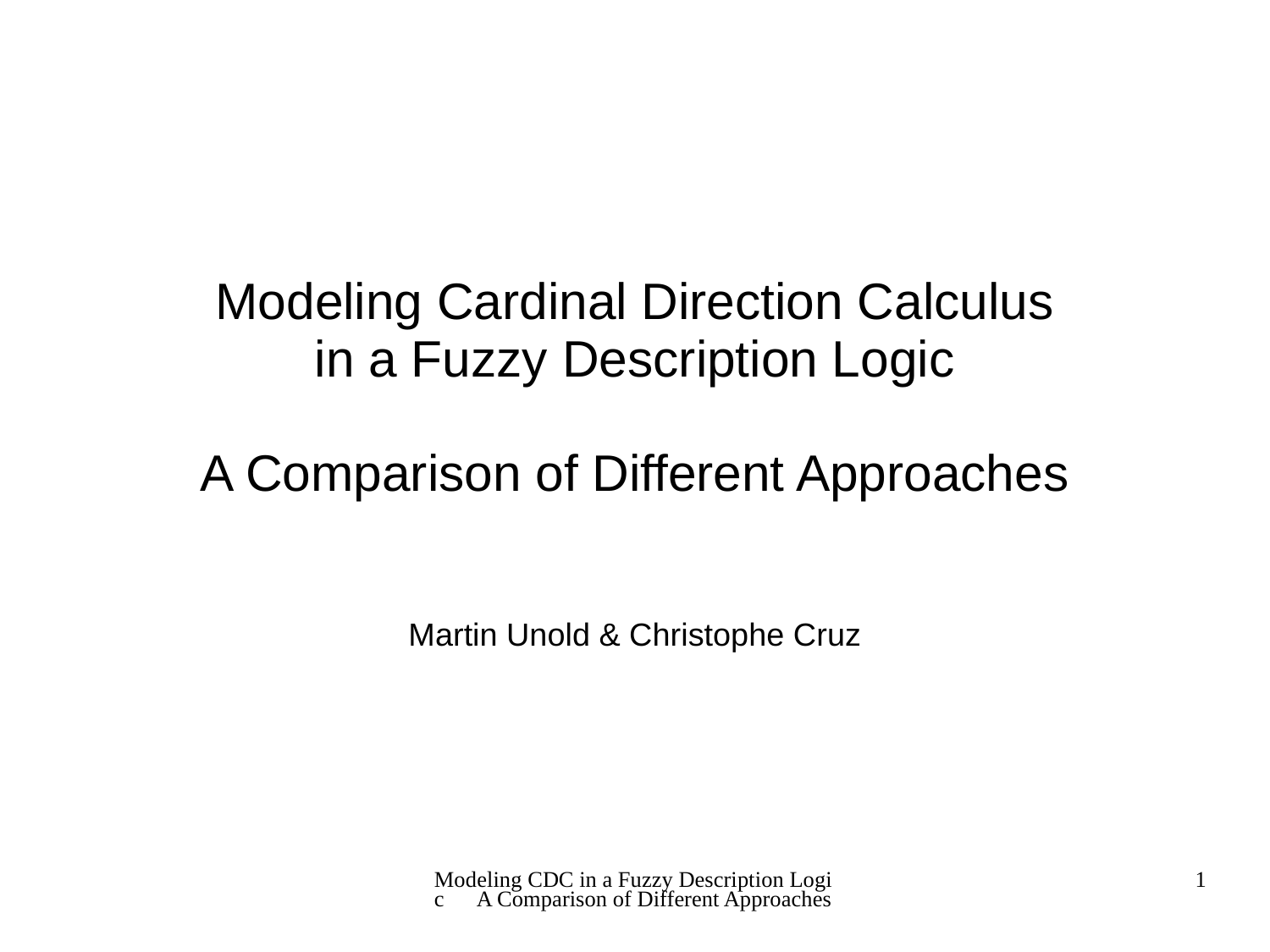# Modeling Cardinal Direction Calculus in a Fuzzy Description Logic

## A Comparison of Different Approaches

Martin Unold & Christophe Cruz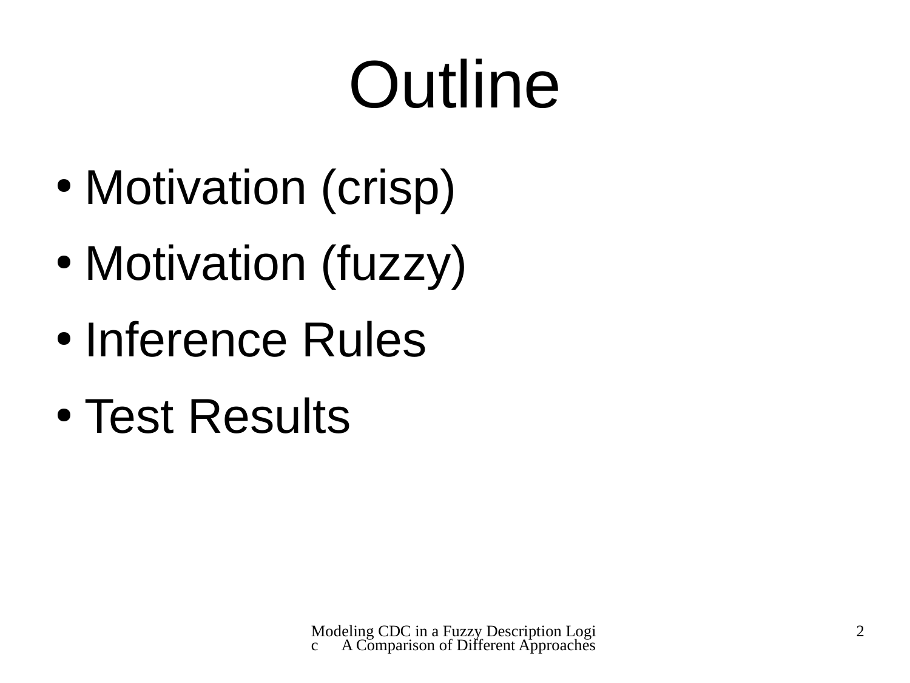# Outline

- Motivation (crisp)
- Motivation (fuzzy)
- Inference Rules
- Test Results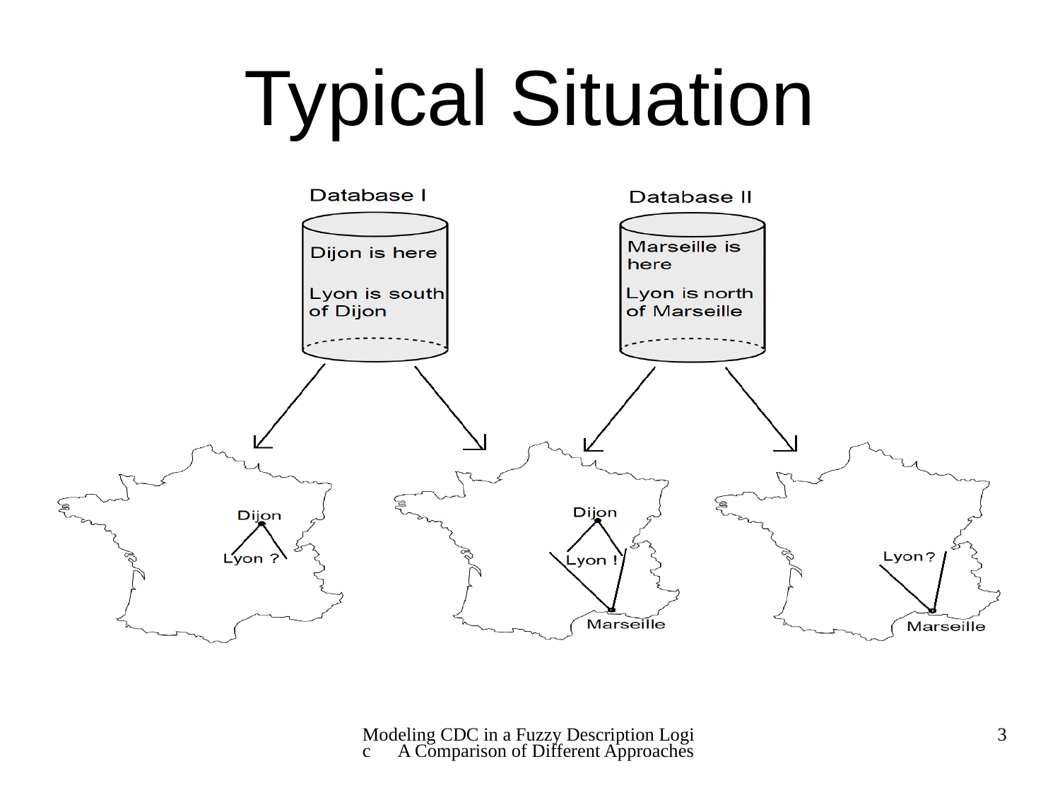# Typical Situation

Database I

Dijon is here

Lyon is south of Dijon

Database II

Marseille is here

Lyon is north of Marseille

Dijon

Lyon ?

Dijon

Lyon !

Marseille

Lyon ?

Marseille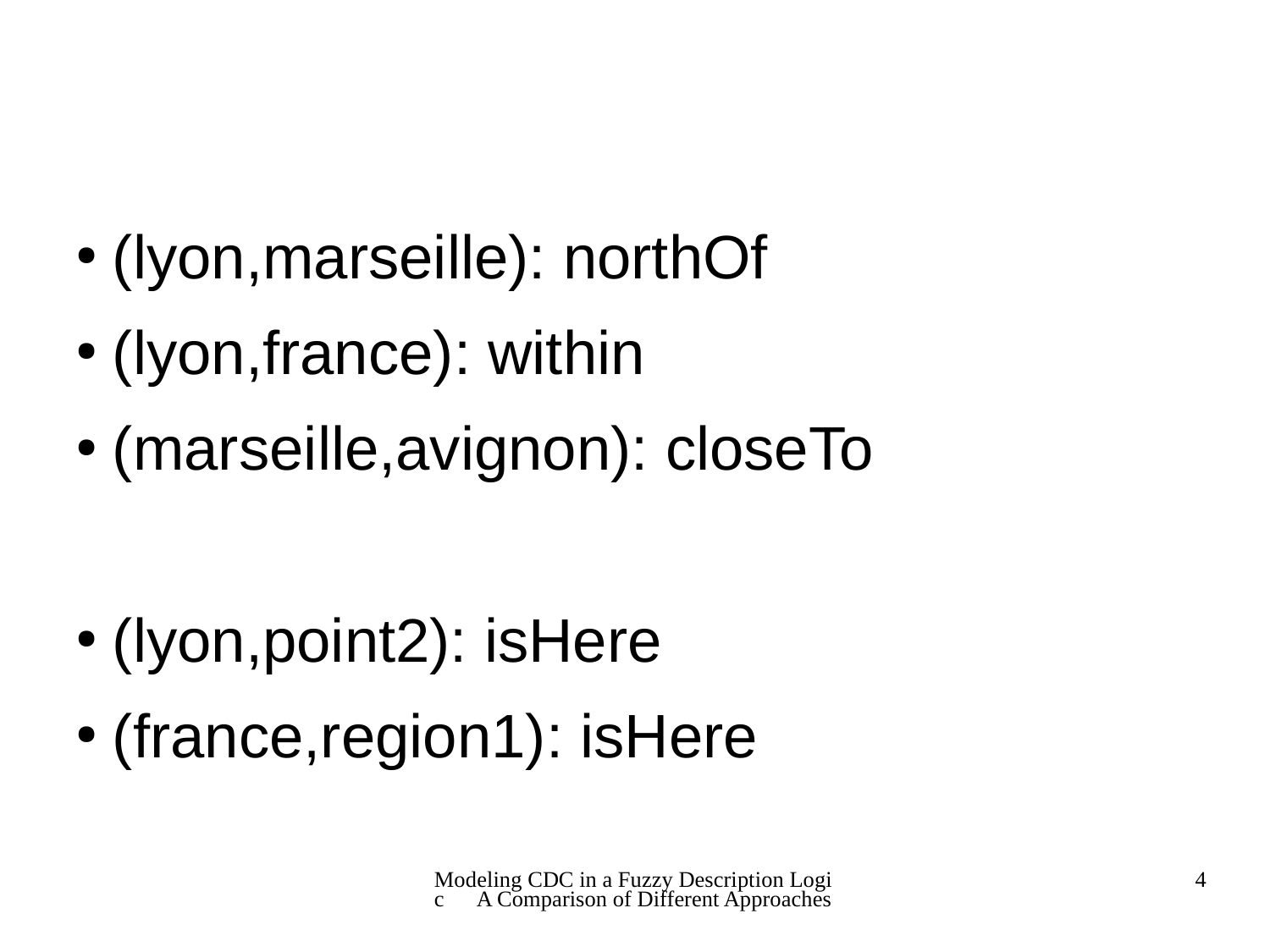- (lyon,marseille): northOf
- (lyon,france): within
- (marseille,avignon): closeTo

- (lyon,point2): isHere
- (france,region1): isHere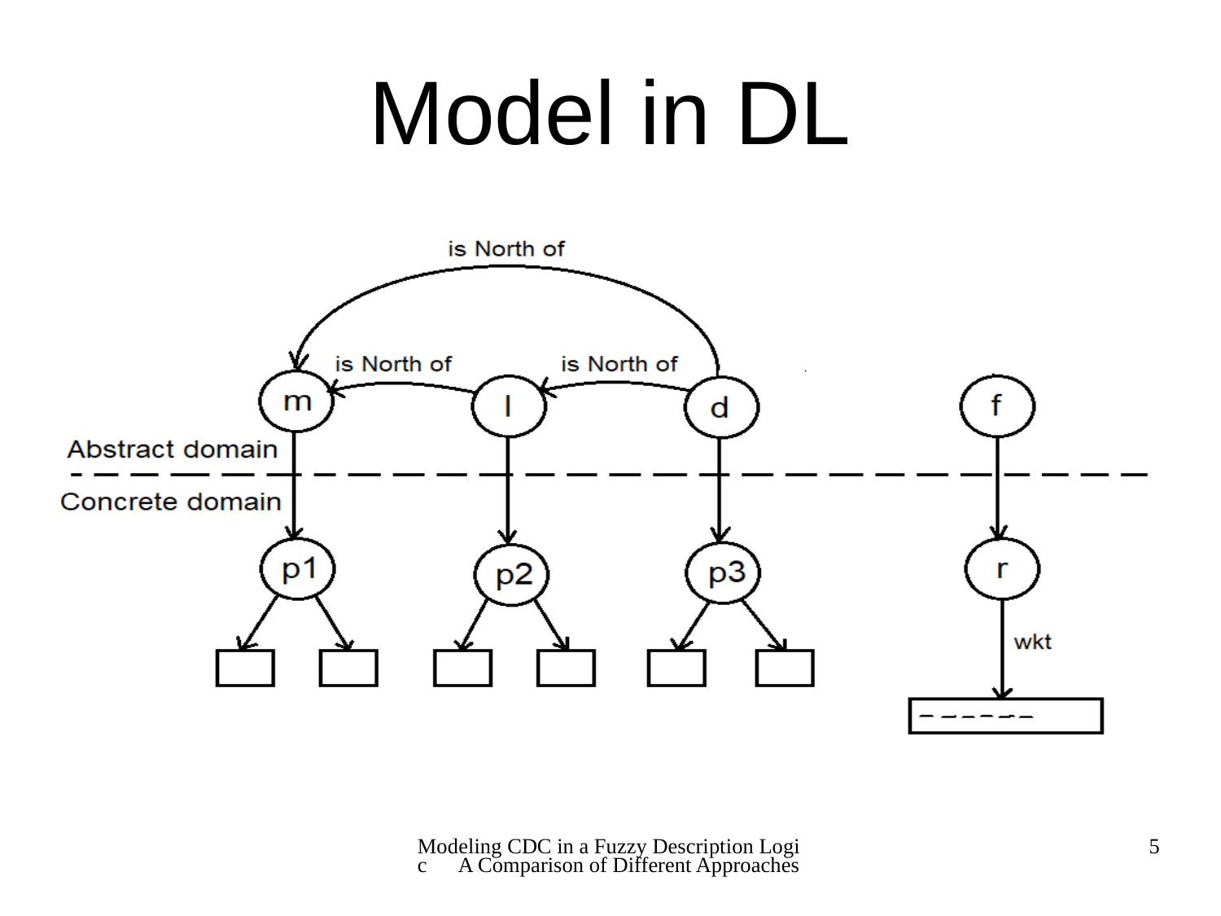# Model in DL

is North of

is North of

is North of

m

l

d

f

Abstract domain

Concrete domain

p1

p2

p3

r

wkt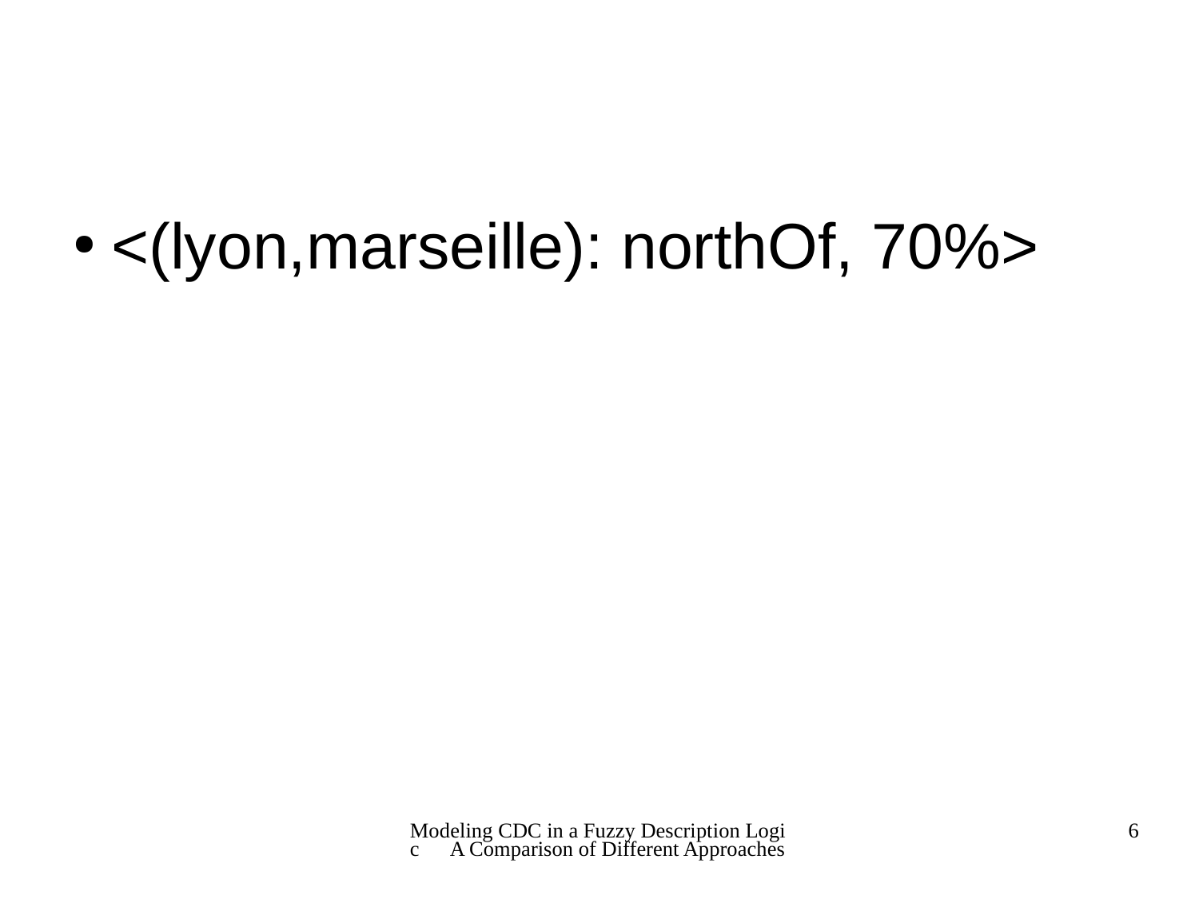- <(lyon,marseille): northOf, 70%>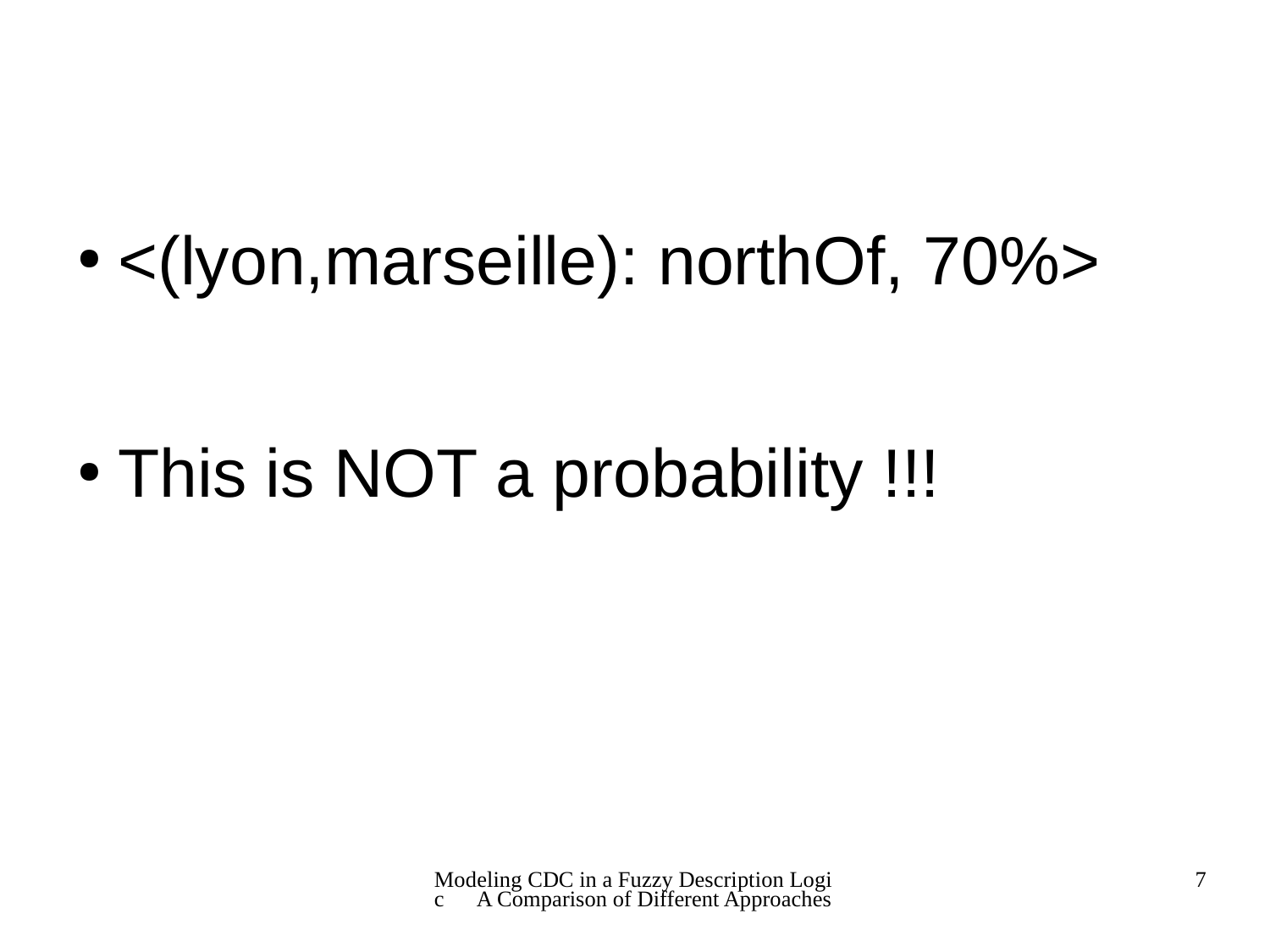- <(lyon,marseille): northOf, 70%>

- This is NOT a probability !!!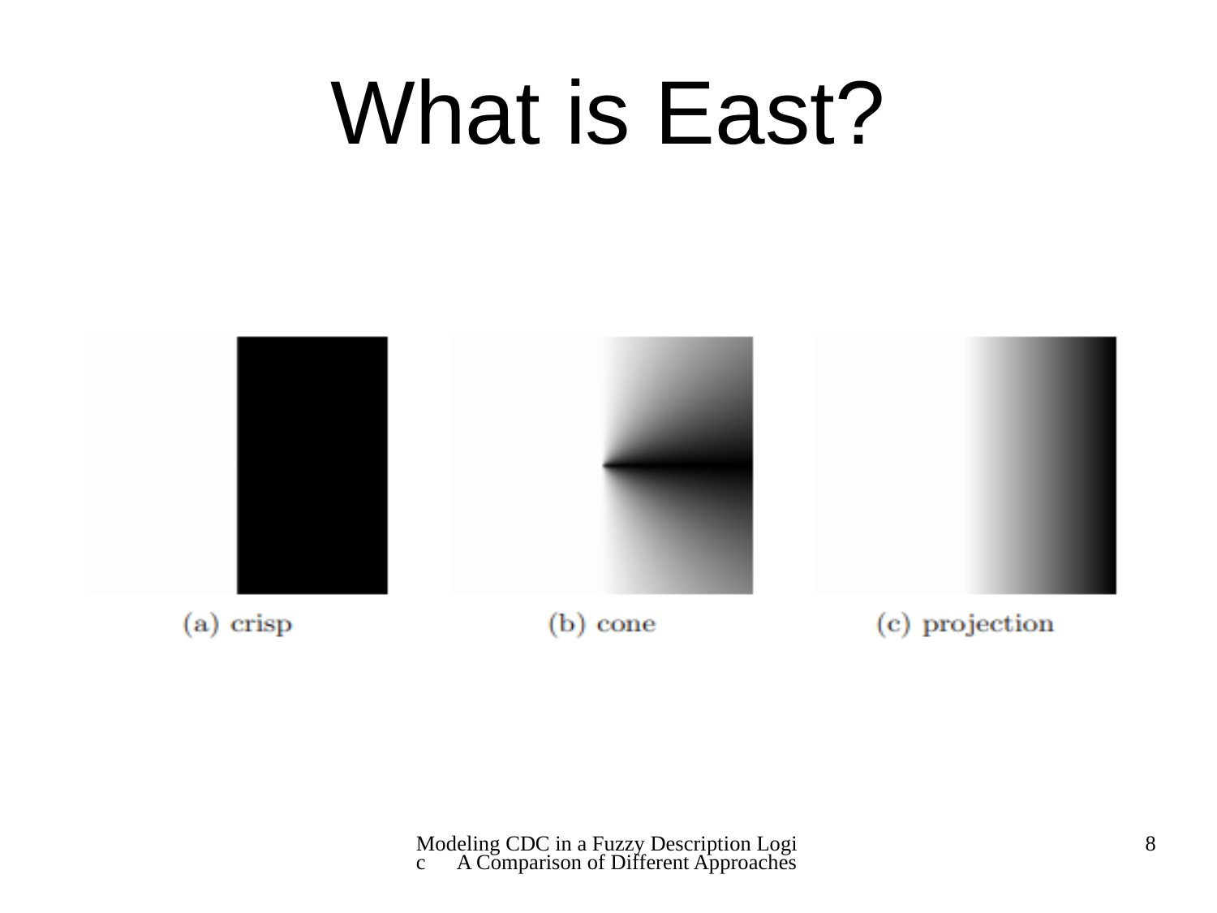# What is East?

(a) crisp

(b) cone

(c) projection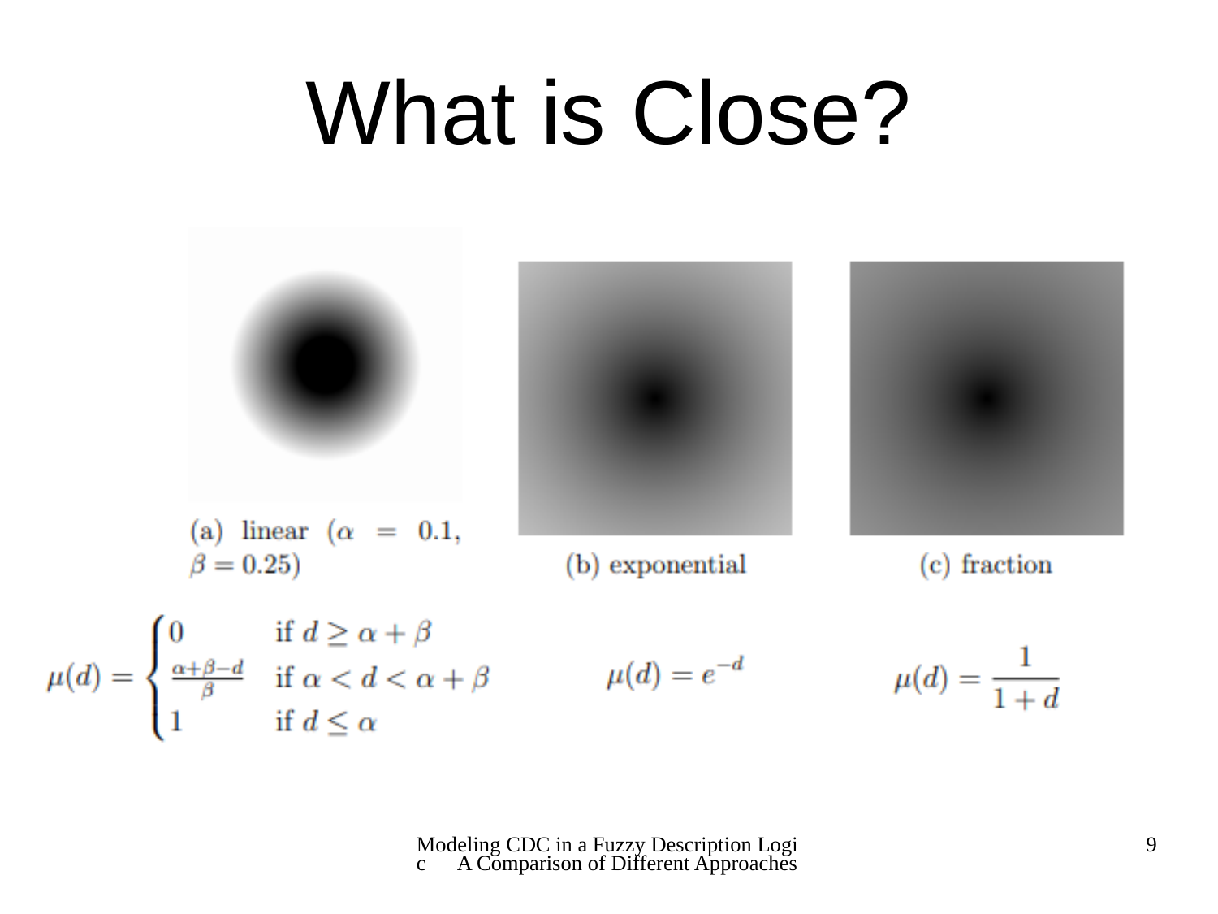# What is Close?

(a) linear ($\alpha = 0.1$, $\beta = 0.25$)

(b) exponential

(c) fraction

$$\mu(d) = \begin{cases} 0 & \text{if } d \geq \alpha + \beta \\ \frac{\alpha+\beta-d}{\beta} & \text{if } \alpha < d < \alpha + \beta \\ 1 & \text{if } d \leq \alpha \end{cases}$$

$$\mu(d) = e^{-d}$$

$$\mu(d) = \frac{1}{1+d}$$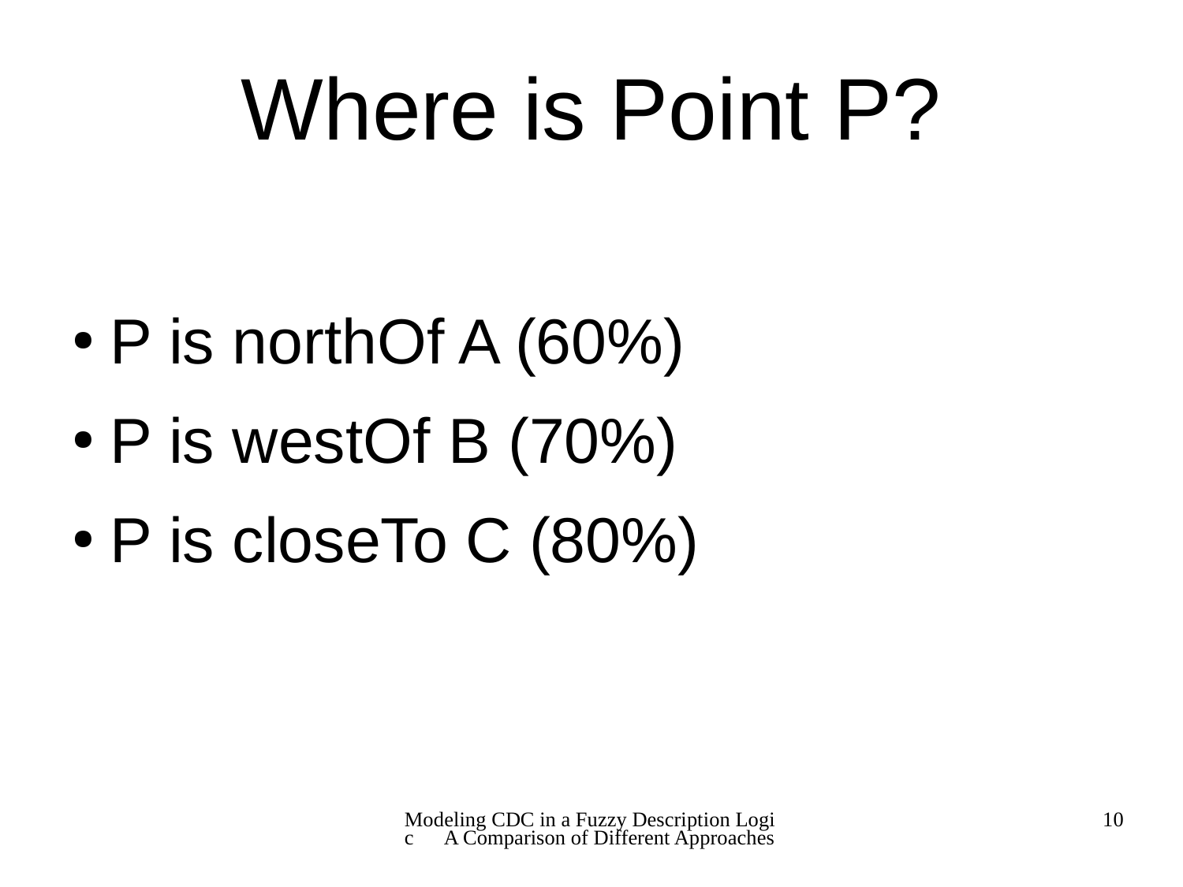# Where is Point P?

- P is northOf A (60%)
- P is westOf B (70%)
- P is closeTo C (80%)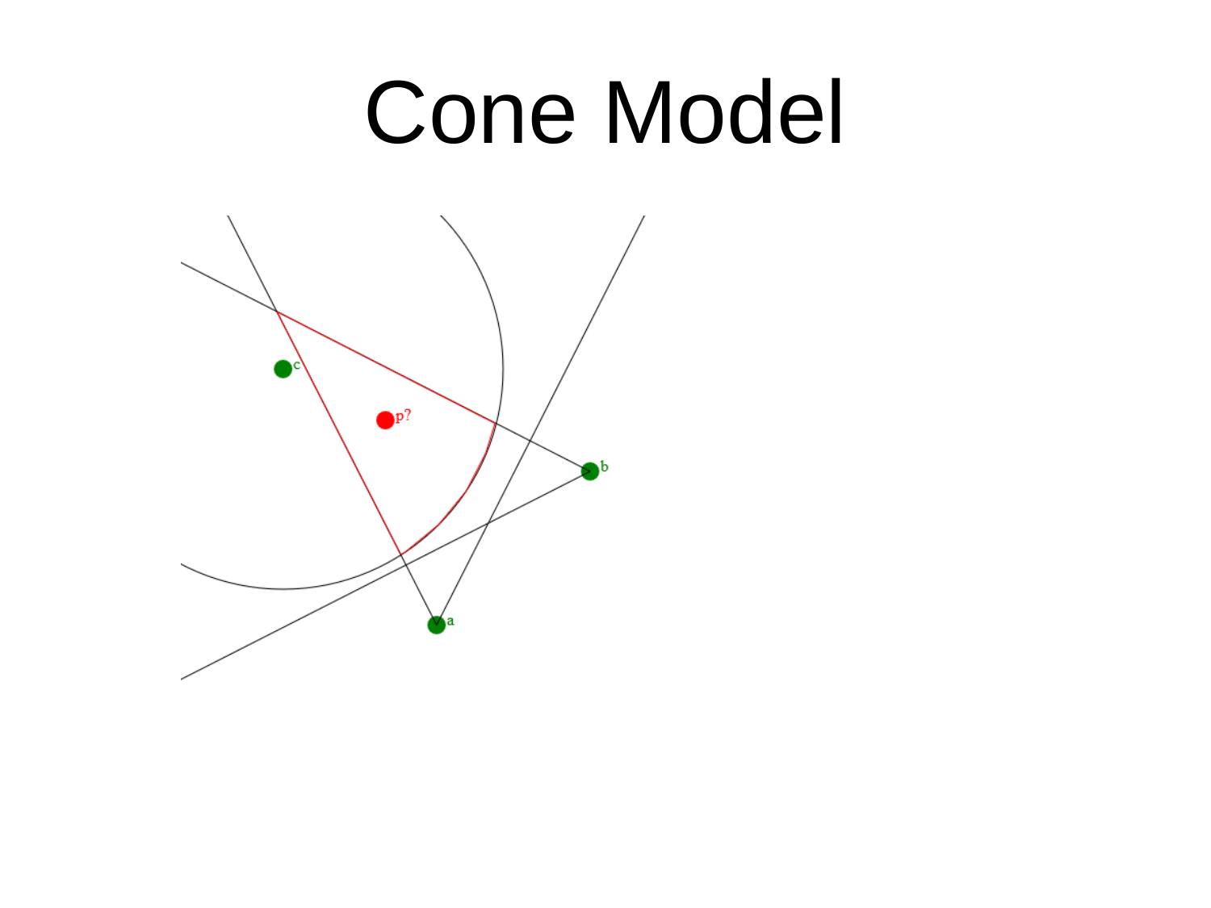# Cone Model

c

p?

b

a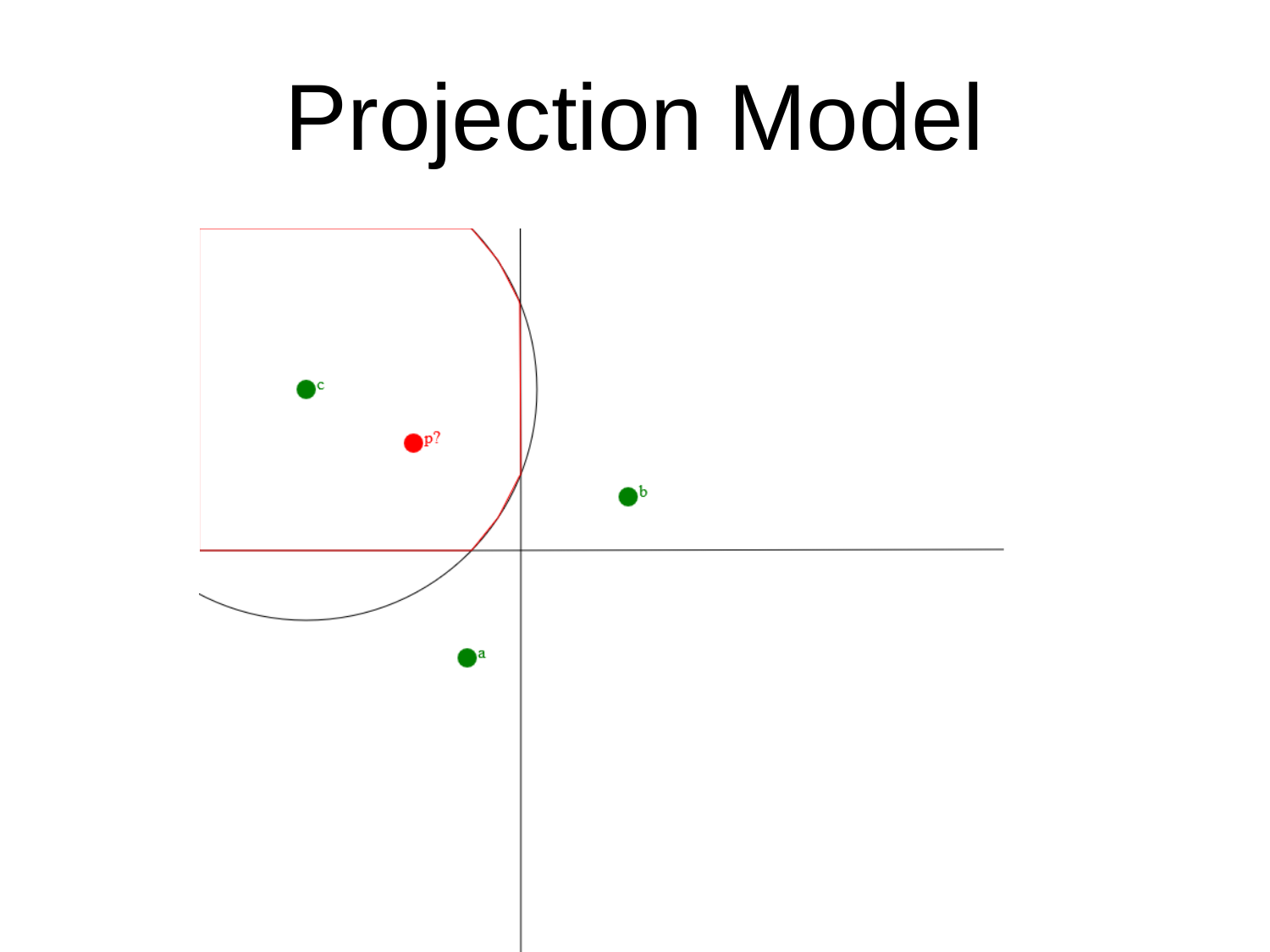# Projection Model

c

p?

b

a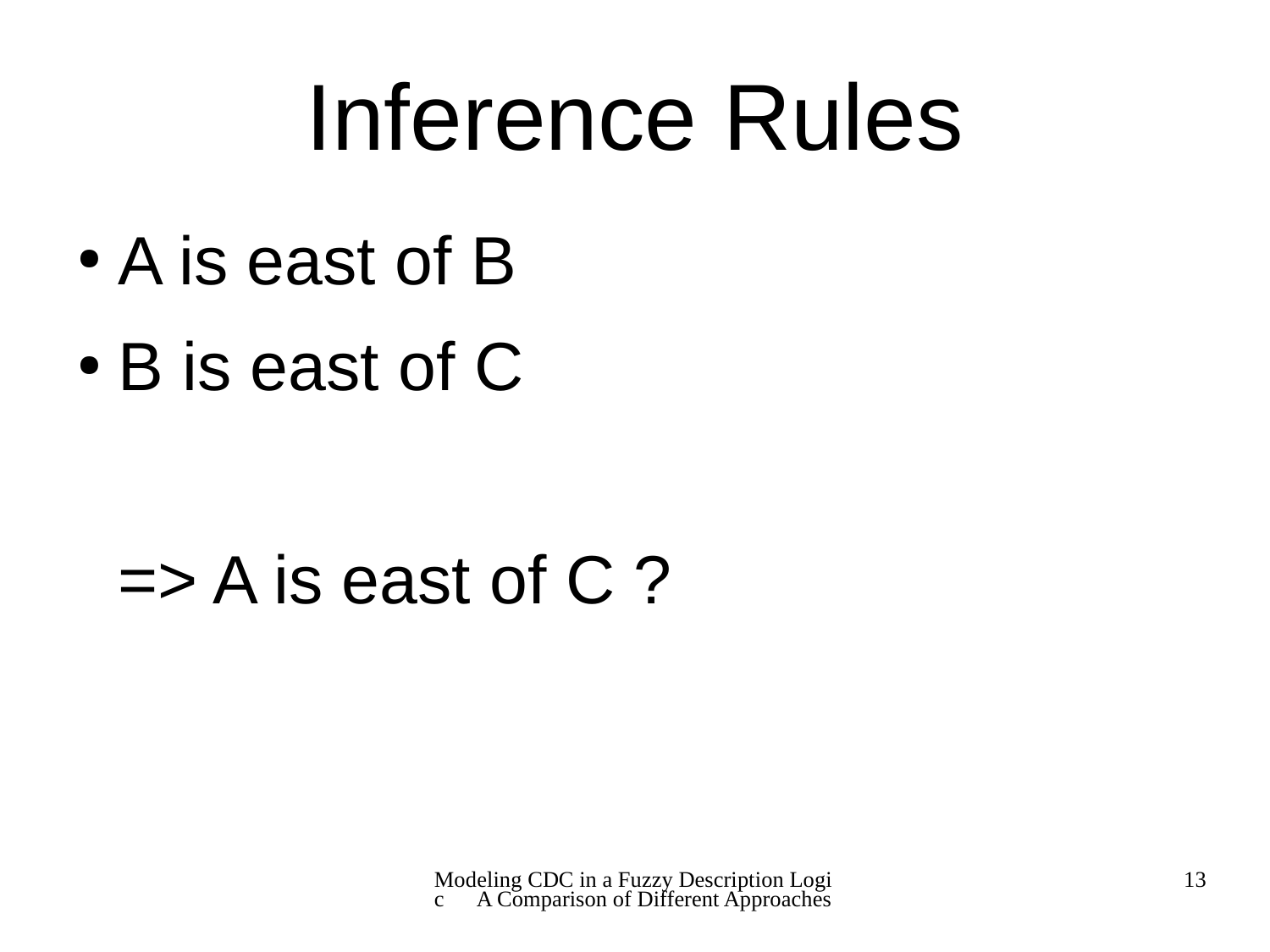# Inference Rules

- A is east of B
- B is east of C

=> A is east of C ?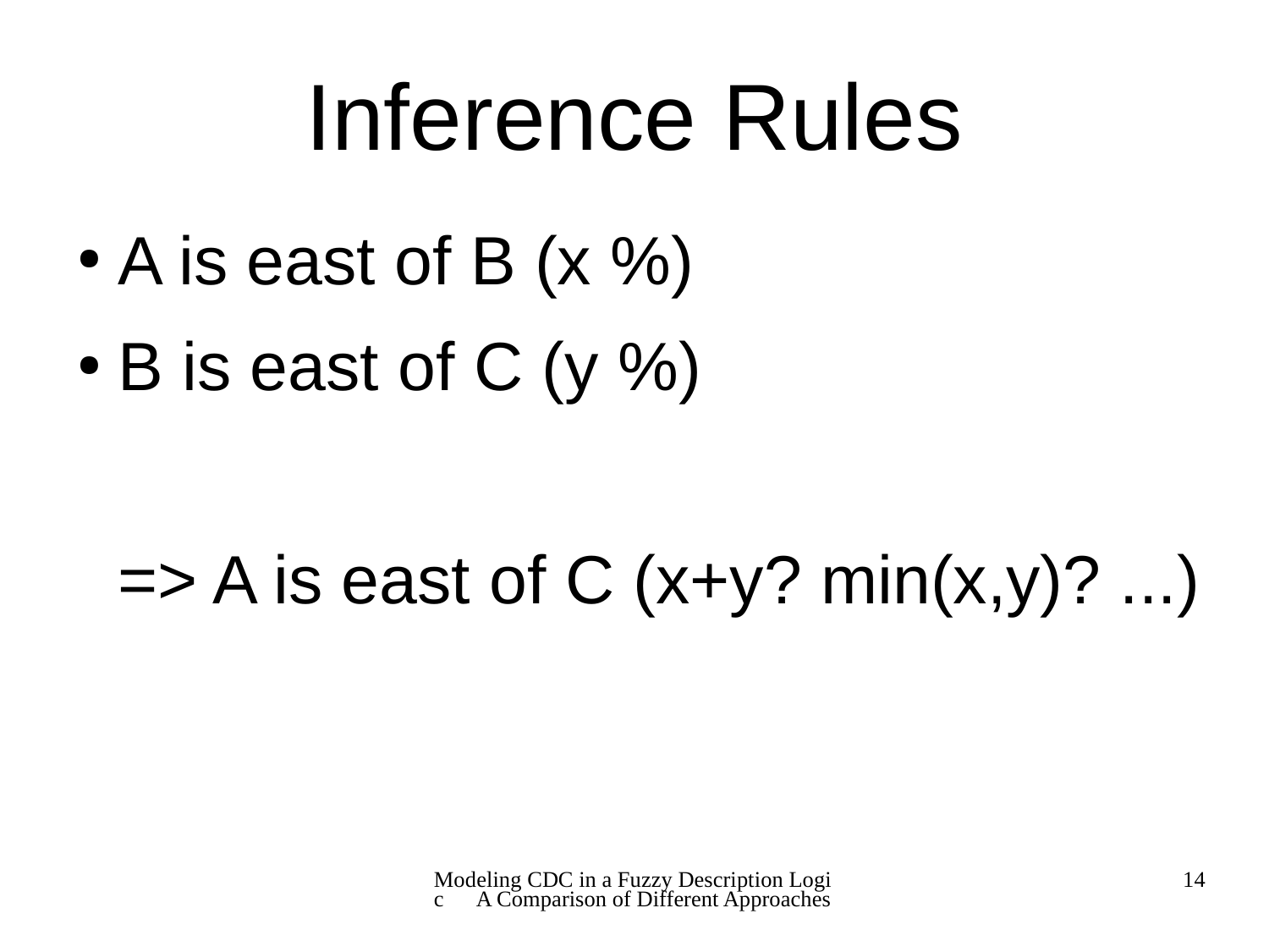# Inference Rules

- A is east of B (x %)
- B is east of C (y %)

=> A is east of C (x+y? min(x,y)? ...)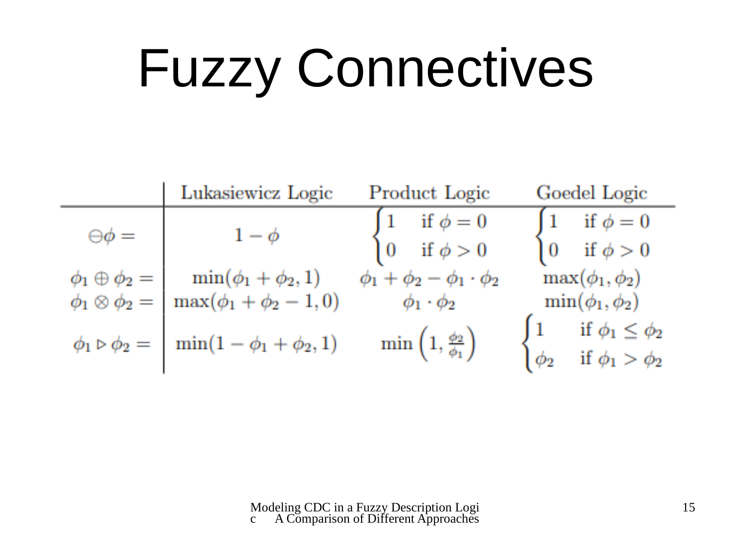# Fuzzy Connectives

| | Lukasiewicz Logic | Product Logic | Goedel Logic |
|---|---|---|---|
| $\ominus\phi =$ | $1 - \phi$ | $\begin{cases} 1 & \text{if } \phi = 0 \\ 0 & \text{if } \phi > 0 \end{cases}$ | $\begin{cases} 1 & \text{if } \phi = 0 \\ 0 & \text{if } \phi > 0 \end{cases}$ |
| $\phi_1 \oplus \phi_2 =$ | $\min(\phi_1 + \phi_2, 1)$ | $\phi_1 + \phi_2 - \phi_1 \cdot \phi_2$ | $\max(\phi_1, \phi_2)$ |
| $\phi_1 \otimes \phi_2 =$ | $\max(\phi_1 + \phi_2 - 1, 0)$ | $\phi_1 \cdot \phi_2$ | $\min(\phi_1, \phi_2)$ |
| $\phi_1 \rhd \phi_2 =$ | $\min(1 - \phi_1 + \phi_2, 1)$ | $\min\left(1, \frac{\phi_2}{\phi_1}\right)$ | $\begin{cases} 1 & \text{if } \phi_1 \leq \phi_2 \\ \phi_2 & \text{if } \phi_1 > \phi_2 \end{cases}$ |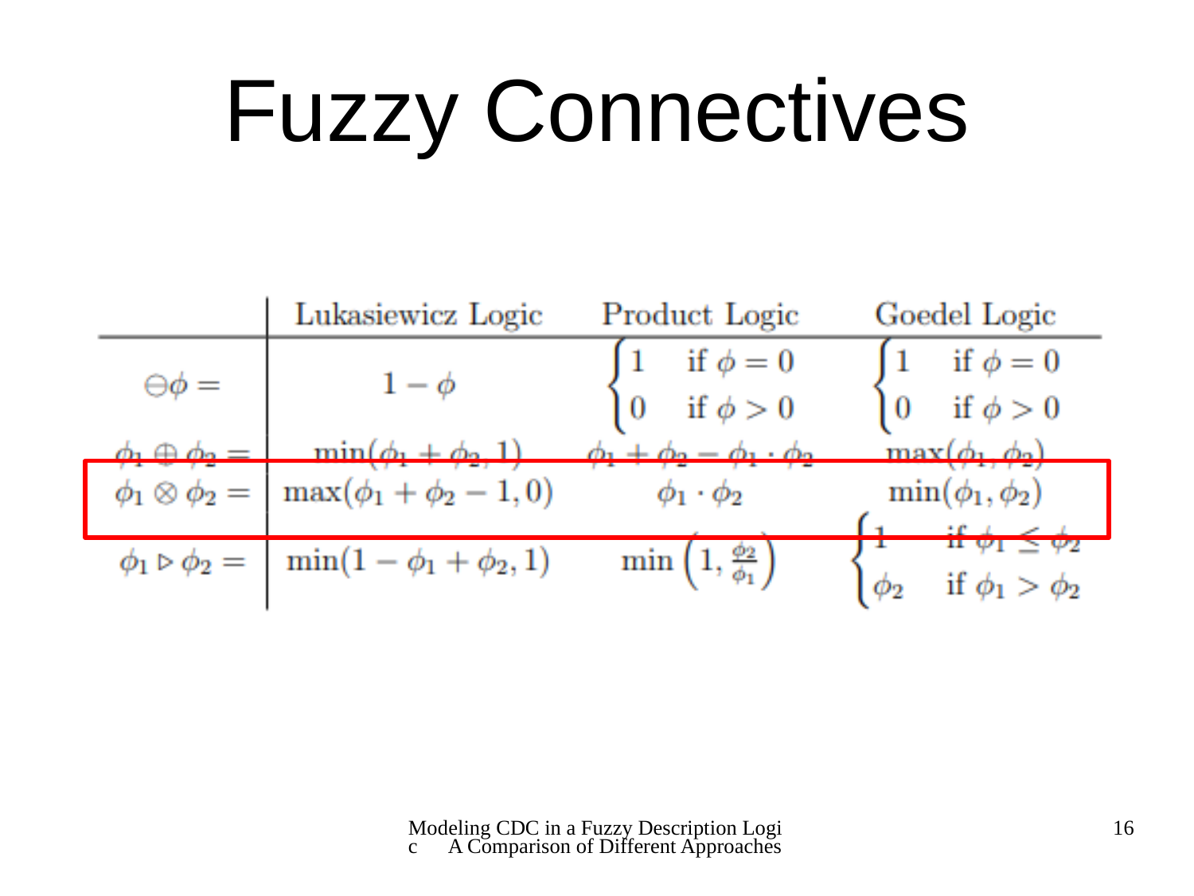# Fuzzy Connectives

| | Lukasiewicz Logic | Product Logic | Goedel Logic |
|---|---|---|---|
| $\ominus\phi =$ | $1 - \phi$ | $\begin{cases} 1 & \text{if } \phi = 0 \\ 0 & \text{if } \phi > 0 \end{cases}$ | $\begin{cases} 1 & \text{if } \phi = 0 \\ 0 & \text{if } \phi > 0 \end{cases}$ |
| $\phi_1 \oplus \phi_2 =$ | $\min(\phi_1 + \phi_2, 1)$ | $\phi_1 + \phi_2 - \phi_1 \cdot \phi_2$ | $\max(\phi_1, \phi_2)$ |
| $\phi_1 \otimes \phi_2 =$ | $\max(\phi_1 + \phi_2 - 1, 0)$ | $\phi_1 \cdot \phi_2$ | $\min(\phi_1, \phi_2)$ |
| $\phi_1 \rhd \phi_2 =$ | $\min(1 - \phi_1 + \phi_2, 1)$ | $\min\left(1, \frac{\phi_2}{\phi_1}\right)$ | $\begin{cases} 1 & \text{if } \phi_1 \leq \phi_2 \\ \phi_2 & \text{if } \phi_1 > \phi_2 \end{cases}$ |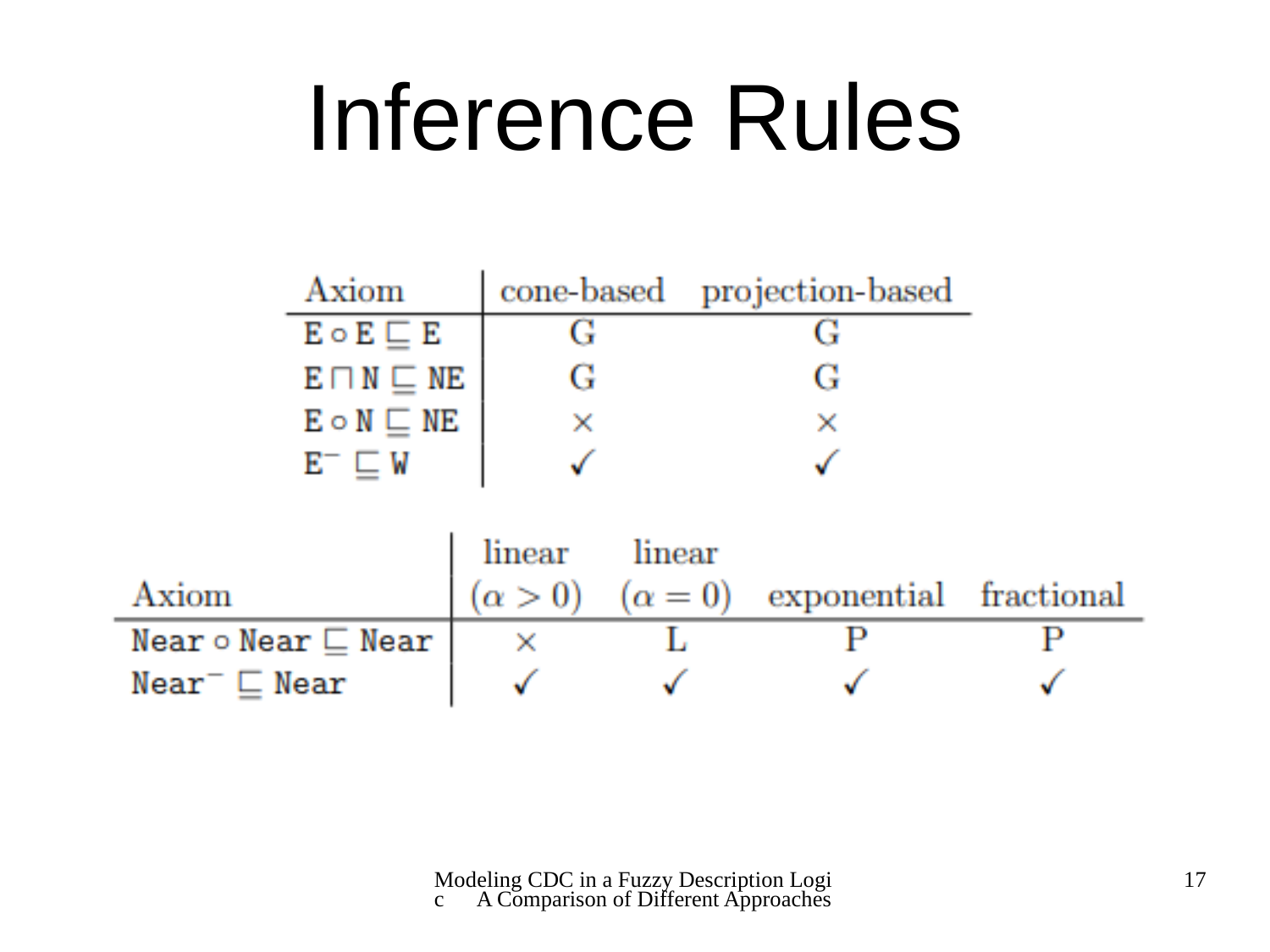# Inference Rules

| Axiom | cone-based | projection-based |
|---|---|---|
| $\mathtt{E} \circ \mathtt{E} \sqsubseteq \mathtt{E}$ | G | G |
| $\mathtt{E} \sqcap \mathtt{N} \sqsubseteq \mathtt{NE}$ | G | G |
| $\mathtt{E} \circ \mathtt{N} \sqsubseteq \mathtt{NE}$ | × | × |
| $\mathtt{E}^{-} \sqsubseteq \mathtt{W}$ | ✓ | ✓ |

| Axiom | linear ($\alpha > 0$) | linear ($\alpha = 0$) | exponential | fractional |
|---|---|---|---|---|
| $\mathtt{Near} \circ \mathtt{Near} \sqsubseteq \mathtt{Near}$ | × | L | P | P |
| $\mathtt{Near}^{-} \sqsubseteq \mathtt{Near}$ | ✓ | ✓ | ✓ | ✓ |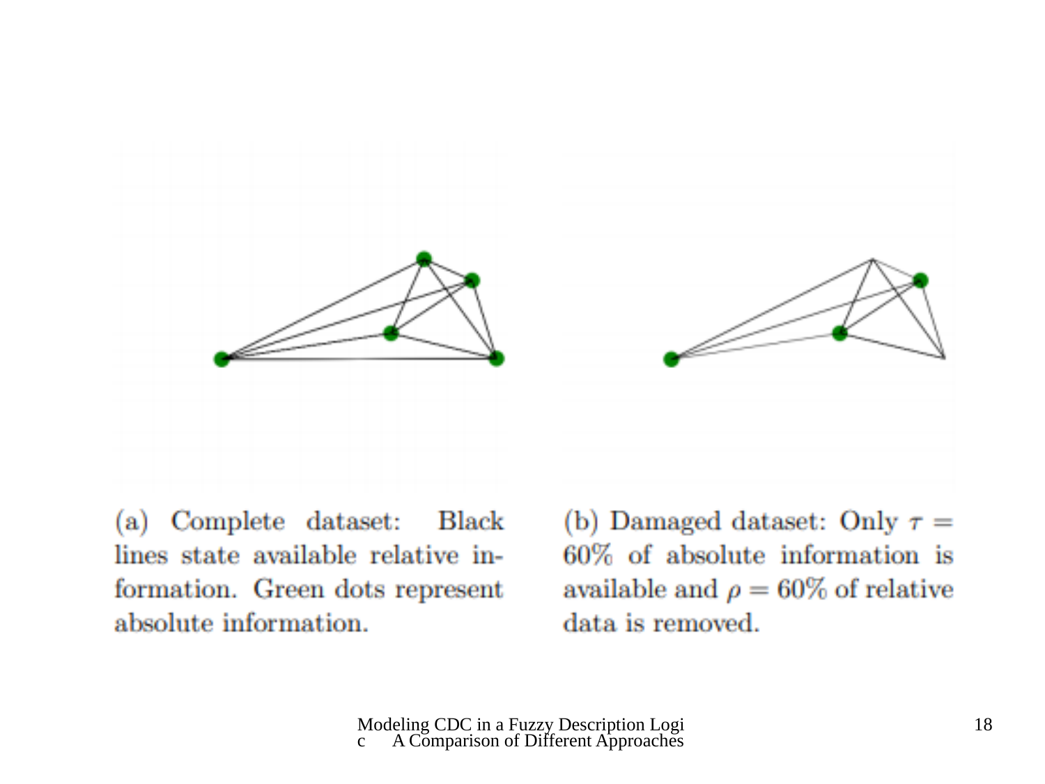(a) Complete dataset: Black lines state available relative information. Green dots represent absolute information.

(b) Damaged dataset: Only $\tau = 60\%$ of absolute information is available and $\rho = 60\%$ of relative data is removed.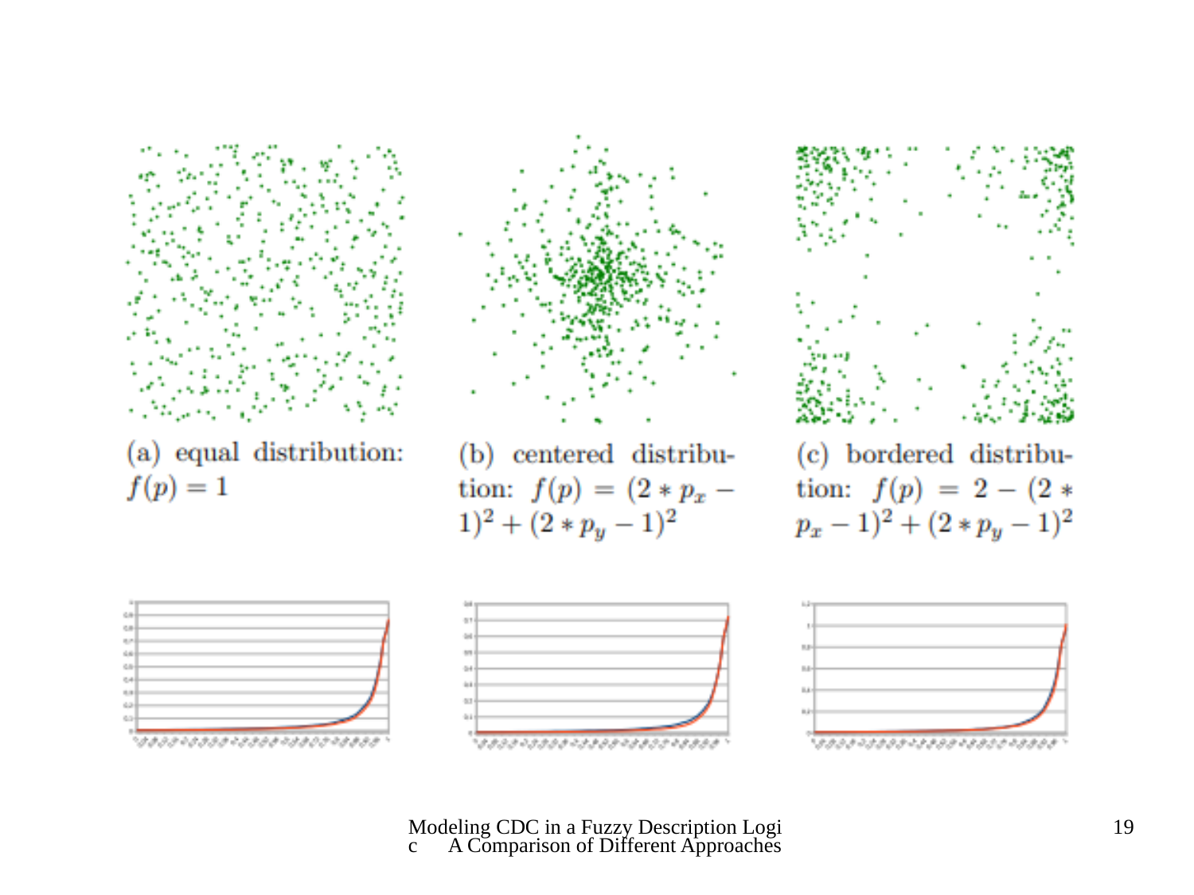(a) equal distribution: $f(p) = 1$

(b) centered distribution: $f(p) = (2 * p_x - 1)^2 + (2 * p_y - 1)^2$

(c) bordered distribution: $f(p) = 2 - (2 * p_x - 1)^2 + (2 * p_y - 1)^2$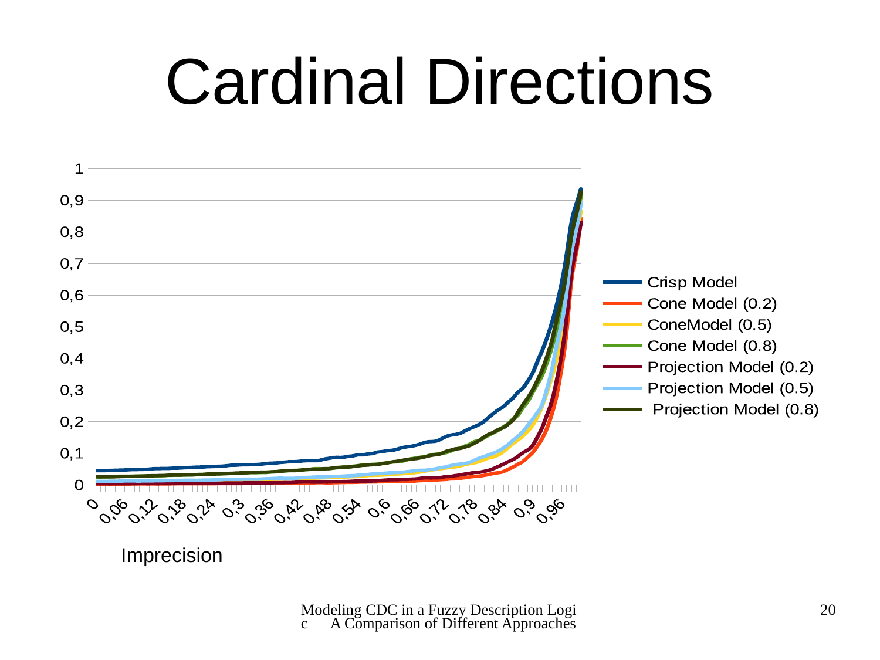# Cardinal Directions

1
0,9
0,8
0,7
0,6
0,5
0,4
0,3
0,2
0,1
0

0
0,06
0,12
0,18
0,24
0,3
0,36
0,42
0,48
0,54
0,6
0,66
0,72
0,78
0,84
0,9
0,96

Imprecision

Crisp Model
Cone Model (0.2)
ConeModel (0.5)
Cone Model (0.8)
Projection Model (0.2)
Projection Model (0.5)
Projection Model (0.8)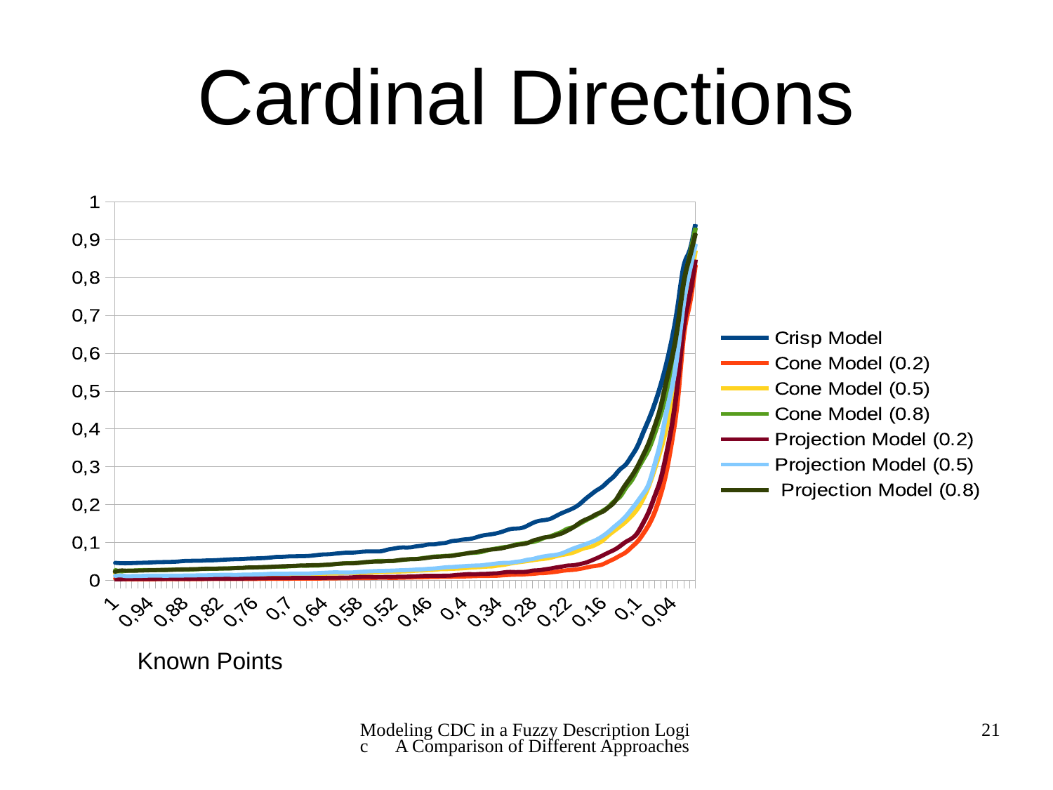# Cardinal Directions

Known Points

- Crisp Model
- Cone Model (0.2)
- Cone Model (0.5)
- Cone Model (0.8)
- Projection Model (0.2)
- Projection Model (0.5)
- Projection Model (0.8)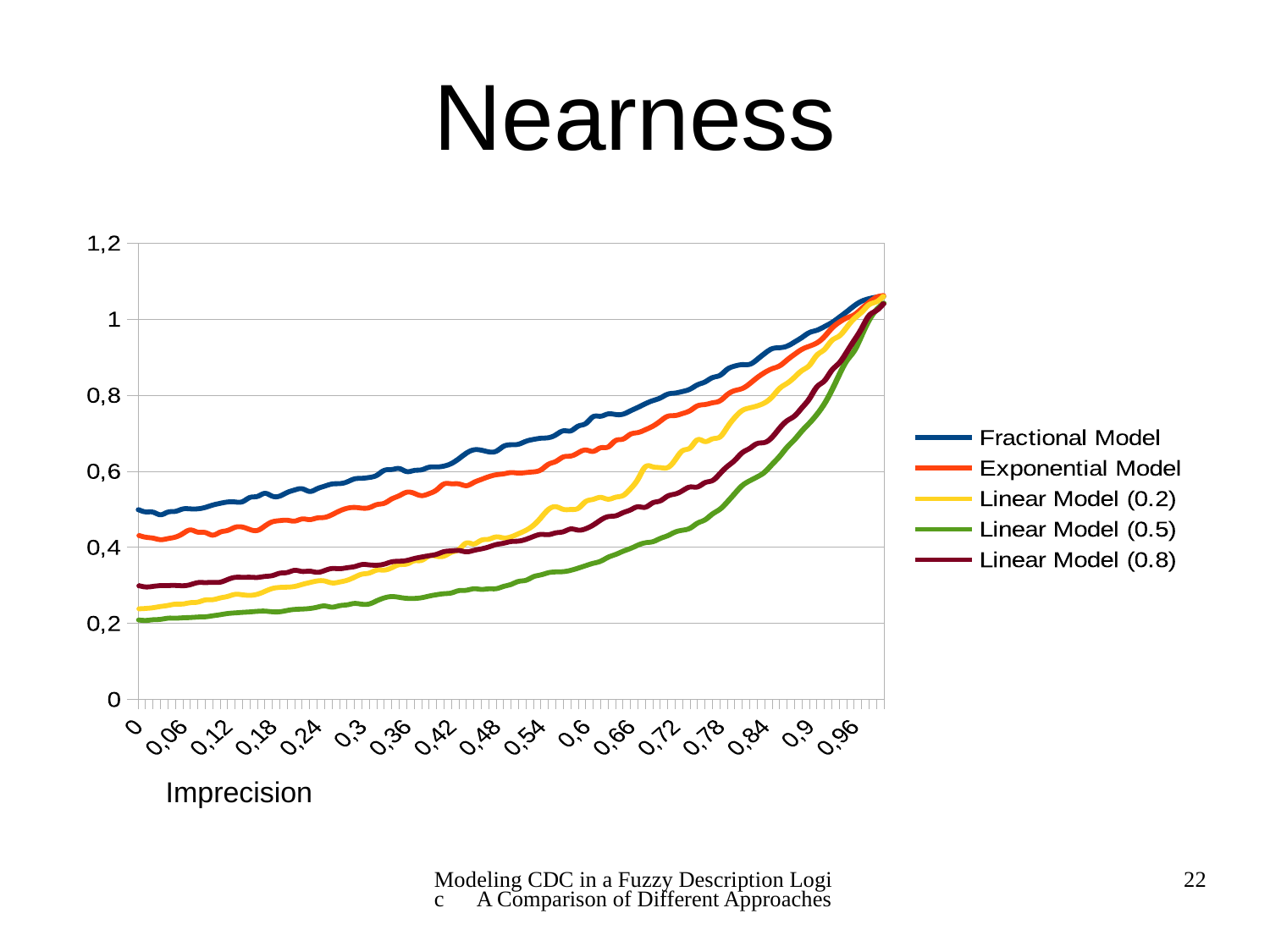# Nearness

1,2

1

0,8

0,6

0,4

0,2

0

0
0,06
0,12
0,18
0,24
0,3
0,36
0,42
0,48
0,54
0,6
0,66
0,72
0,78
0,84
0,9
0,96

Imprecision

Fractional Model
Exponential Model
Linear Model (0.2)
Linear Model (0.5)
Linear Model (0.8)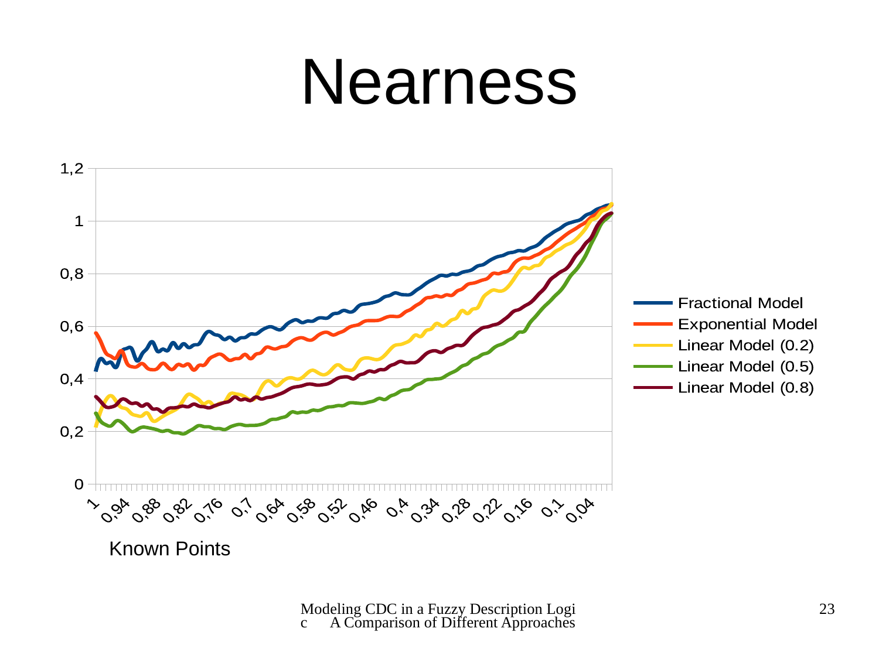# Nearness

1,2
1
0,8
0,6
0,4
0,2
0

1
0,94
0,88
0,82
0,76
0,7
0,64
0,58
0,52
0,46
0,4
0,34
0,28
0,22
0,16
0,1
0,04

Known Points

Fractional Model
Exponential Model
Linear Model (0.2)
Linear Model (0.5)
Linear Model (0.8)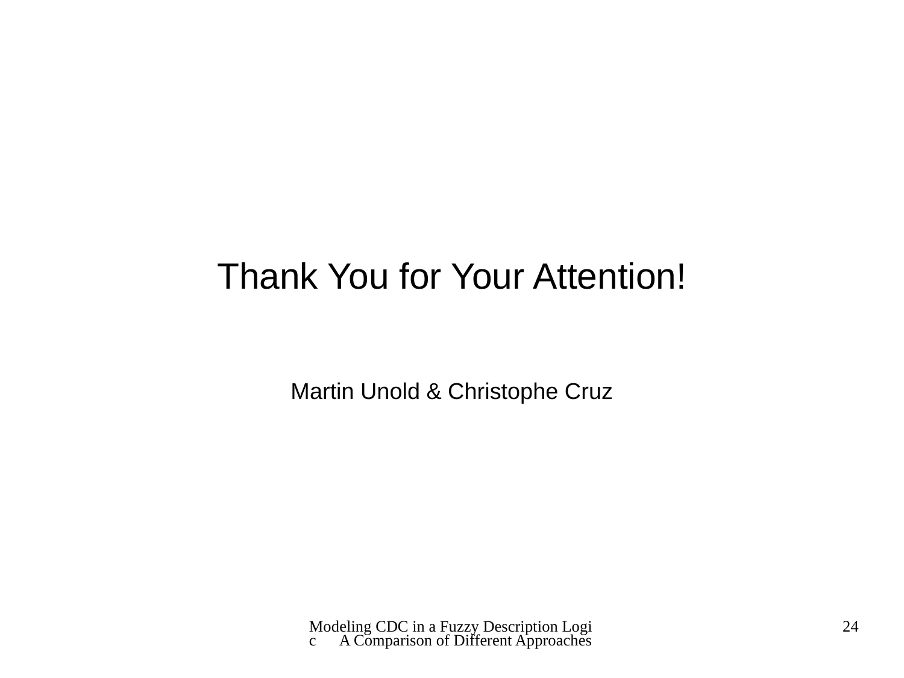# Thank You for Your Attention!

Martin Unold & Christophe Cruz